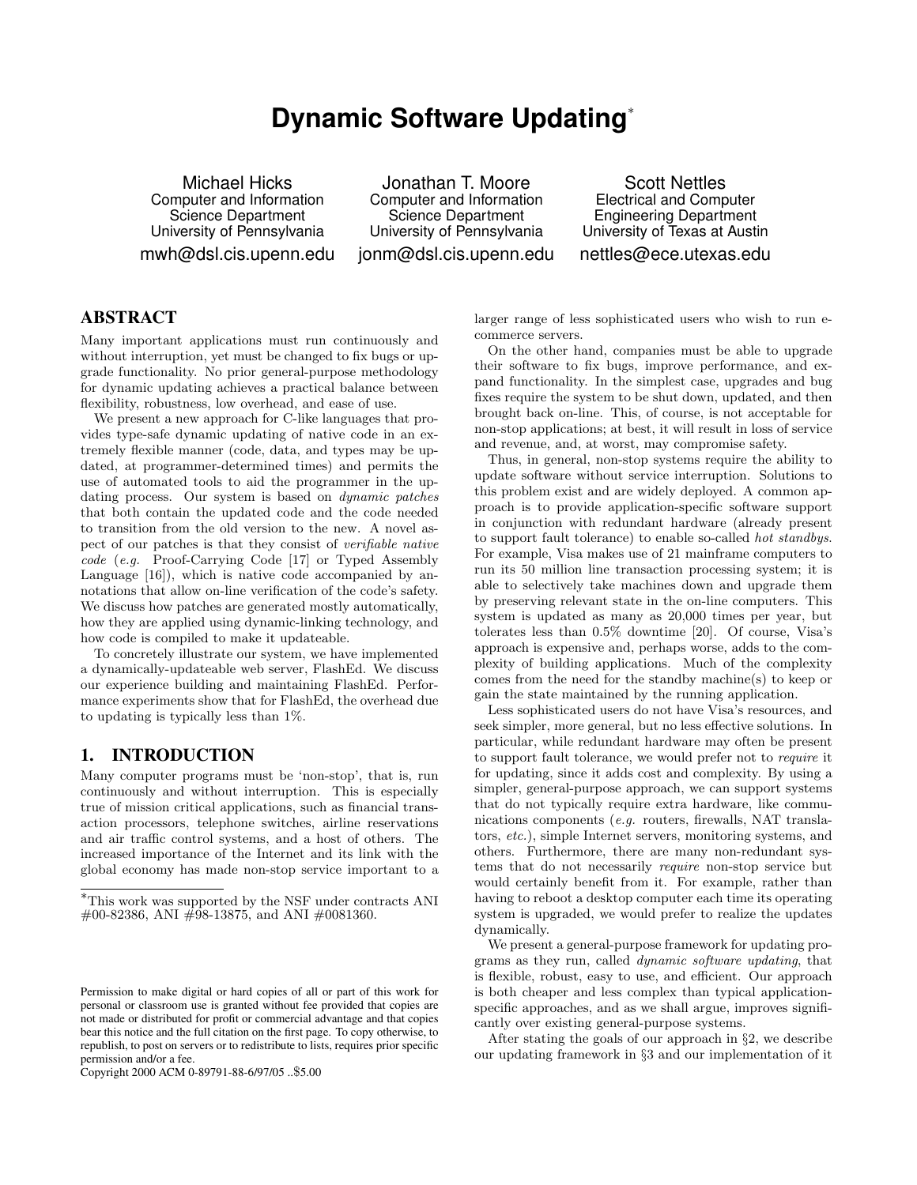# Dynamic Software Updating*

Michael Hicks
Computer and Information Science Department
University of Pennsylvania
mwh@dsl.cis.upenn.edu

Jonathan T. Moore
Computer and Information Science Department
University of Pennsylvania
jonm@dsl.cis.upenn.edu

Scott Nettles
Electrical and Computer Engineering Department
University of Texas at Austin
nettles@ece.utexas.edu

## ABSTRACT

Many important applications must run continuously and without interruption, yet must be changed to fix bugs or upgrade functionality. No prior general-purpose methodology for dynamic updating achieves a practical balance between flexibility, robustness, low overhead, and ease of use.

We present a new approach for C-like languages that provides type-safe dynamic updating of native code in an extremely flexible manner (code, data, and types may be updated, at programmer-determined times) and permits the use of automated tools to aid the programmer in the updating process. Our system is based on *dynamic patches* that both contain the updated code and the code needed to transition from the old version to the new. A novel aspect of our patches is that they consist of *verifiable native code* (*e.g.* Proof-Carrying Code [17] or Typed Assembly Language [16]), which is native code accompanied by annotations that allow on-line verification of the code's safety. We discuss how patches are generated mostly automatically, how they are applied using dynamic-linking technology, and how code is compiled to make it updateable.

To concretely illustrate our system, we have implemented a dynamically-updateable web server, FlashEd. We discuss our experience building and maintaining FlashEd. Performance experiments show that for FlashEd, the overhead due to updating is typically less than 1%.

## 1. INTRODUCTION

Many computer programs must be 'non-stop', that is, run continuously and without interruption. This is especially true of mission critical applications, such as financial transaction processors, telephone switches, airline reservations and air traffic control systems, and a host of others. The increased importance of the Internet and its link with the global economy has made non-stop service important to a larger range of less sophisticated users who wish to run e-commerce servers.

On the other hand, companies must be able to upgrade their software to fix bugs, improve performance, and expand functionality. In the simplest case, upgrades and bug fixes require the system to be shut down, updated, and then brought back on-line. This, of course, is not acceptable for non-stop applications; at best, it will result in loss of service and revenue, and, at worst, may compromise safety.

Thus, in general, non-stop systems require the ability to update software without service interruption. Solutions to this problem exist and are widely deployed. A common approach is to provide application-specific software support in conjunction with redundant hardware (already present to support fault tolerance) to enable so-called *hot standbys*. For example, Visa makes use of 21 mainframe computers to run its 50 million line transaction processing system; it is able to selectively take machines down and upgrade them by preserving relevant state in the on-line computers. This system is updated as many as 20,000 times per year, but tolerates less than 0.5% downtime [20]. Of course, Visa's approach is expensive and, perhaps worse, adds to the complexity of building applications. Much of the complexity comes from the need for the standby machine(s) to keep or gain the state maintained by the running application.

Less sophisticated users do not have Visa's resources, and seek simpler, more general, but no less effective solutions. In particular, while redundant hardware may often be present to support fault tolerance, we would prefer not to *require* it for updating, since it adds cost and complexity. By using a simpler, general-purpose approach, we can support systems that do not typically require extra hardware, like communications components (*e.g.* routers, firewalls, NAT translators, *etc.*), simple Internet servers, monitoring systems, and others. Furthermore, there are many non-redundant systems that do not necessarily *require* non-stop service but would certainly benefit from it. For example, rather than having to reboot a desktop computer each time its operating system is upgraded, we would prefer to realize the updates dynamically.

We present a general-purpose framework for updating programs as they run, called *dynamic software updating*, that is flexible, robust, easy to use, and efficient. Our approach is both cheaper and less complex than typical application-specific approaches, and as we shall argue, improves significantly over existing general-purpose systems.

After stating the goals of our approach in §2, we describe our updating framework in §3 and our implementation of it

*This work was supported by the NSF under contracts ANI #00-82386, ANI #98-13875, and ANI #0081360.

Permission to make digital or hard copies of all or part of this work for personal or classroom use is granted without fee provided that copies are not made or distributed for profit or commercial advantage and that copies bear this notice and the full citation on the first page. To copy otherwise, to republish, to post on servers or to redistribute to lists, requires prior specific permission and/or a fee.
Copyright 2000 ACM 0-89791-88-6/97/05 ..$5.00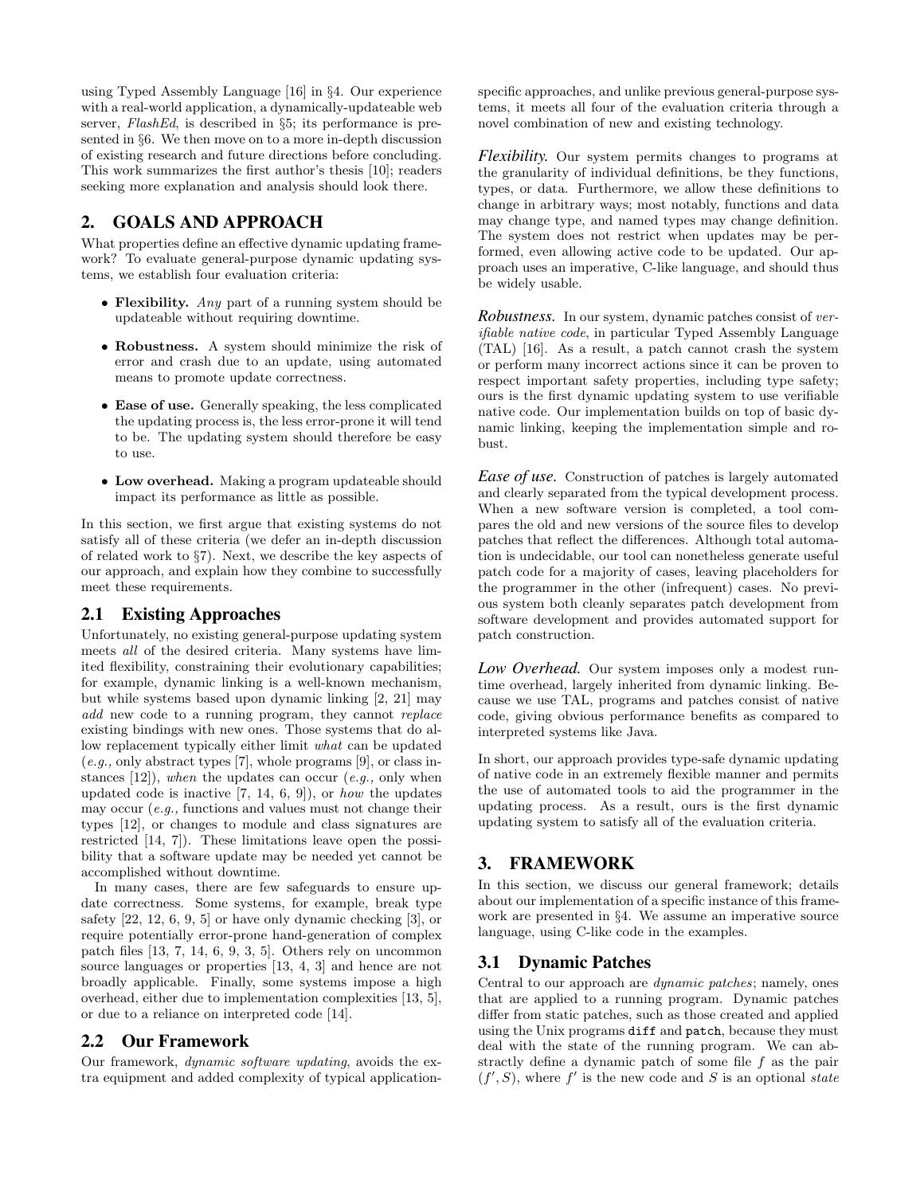using Typed Assembly Language [16] in §4. Our experience with a real-world application, a dynamically-updateable web server, *FlashEd*, is described in §5; its performance is presented in §6. We then move on to a more in-depth discussion of existing research and future directions before concluding. This work summarizes the first author's thesis [10]; readers seeking more explanation and analysis should look there.

## 2. GOALS AND APPROACH

What properties define an effective dynamic updating framework? To evaluate general-purpose dynamic updating systems, we establish four evaluation criteria:

- **Flexibility.** *Any* part of a running system should be updateable without requiring downtime.
- **Robustness.** A system should minimize the risk of error and crash due to an update, using automated means to promote update correctness.
- **Ease of use.** Generally speaking, the less complicated the updating process is, the less error-prone it will tend to be. The updating system should therefore be easy to use.
- **Low overhead.** Making a program updateable should impact its performance as little as possible.

In this section, we first argue that existing systems do not satisfy all of these criteria (we defer an in-depth discussion of related work to §7). Next, we describe the key aspects of our approach, and explain how they combine to successfully meet these requirements.

### 2.1 Existing Approaches

Unfortunately, no existing general-purpose updating system meets *all* of the desired criteria. Many systems have limited flexibility, constraining their evolutionary capabilities; for example, dynamic linking is a well-known mechanism, but while systems based upon dynamic linking [2, 21] may *add* new code to a running program, they cannot *replace* existing bindings with new ones. Those systems that do allow replacement typically either limit *what* can be updated (*e.g.,* only abstract types [7], whole programs [9], or class instances [12]), *when* the updates can occur (*e.g.,* only when updated code is inactive [7, 14, 6, 9]), or *how* the updates may occur (*e.g.,* functions and values must not change their types [12], or changes to module and class signatures are restricted [14, 7]). These limitations leave open the possibility that a software update may be needed yet cannot be accomplished without downtime.

In many cases, there are few safeguards to ensure update correctness. Some systems, for example, break type safety [22, 12, 6, 9, 5] or have only dynamic checking [3], or require potentially error-prone hand-generation of complex patch files [13, 7, 14, 6, 9, 3, 5]. Others rely on uncommon source languages or properties [13, 4, 3] and hence are not broadly applicable. Finally, some systems impose a high overhead, either due to implementation complexities [13, 5], or due to a reliance on interpreted code [14].

### 2.2 Our Framework

Our framework, *dynamic software updating*, avoids the extra equipment and added complexity of typical application-specific approaches, and unlike previous general-purpose systems, it meets all four of the evaluation criteria through a novel combination of new and existing technology.

*Flexibility.* Our system permits changes to programs at the granularity of individual definitions, be they functions, types, or data. Furthermore, we allow these definitions to change in arbitrary ways; most notably, functions and data may change type, and named types may change definition. The system does not restrict when updates may be performed, even allowing active code to be updated. Our approach uses an imperative, C-like language, and should thus be widely usable.

*Robustness.* In our system, dynamic patches consist of *verifiable native code*, in particular Typed Assembly Language (TAL) [16]. As a result, a patch cannot crash the system or perform many incorrect actions since it can be proven to respect important safety properties, including type safety; ours is the first dynamic updating system to use verifiable native code. Our implementation builds on top of basic dynamic linking, keeping the implementation simple and robust.

*Ease of use.* Construction of patches is largely automated and clearly separated from the typical development process. When a new software version is completed, a tool compares the old and new versions of the source files to develop patches that reflect the differences. Although total automation is undecidable, our tool can nonetheless generate useful patch code for a majority of cases, leaving placeholders for the programmer in the other (infrequent) cases. No previous system both cleanly separates patch development from software development and provides automated support for patch construction.

*Low Overhead.* Our system imposes only a modest runtime overhead, largely inherited from dynamic linking. Because we use TAL, programs and patches consist of native code, giving obvious performance benefits as compared to interpreted systems like Java.

In short, our approach provides type-safe dynamic updating of native code in an extremely flexible manner and permits the use of automated tools to aid the programmer in the updating process. As a result, ours is the first dynamic updating system to satisfy all of the evaluation criteria.

## 3. FRAMEWORK

In this section, we discuss our general framework; details about our implementation of a specific instance of this framework are presented in §4. We assume an imperative source language, using C-like code in the examples.

### 3.1 Dynamic Patches

Central to our approach are *dynamic patches*; namely, ones that are applied to a running program. Dynamic patches differ from static patches, such as those created and applied using the Unix programs `diff` and `patch`, because they must deal with the state of the running program. We can abstractly define a dynamic patch of some file $f$ as the pair $(f', S)$, where $f'$ is the new code and $S$ is an optional *state*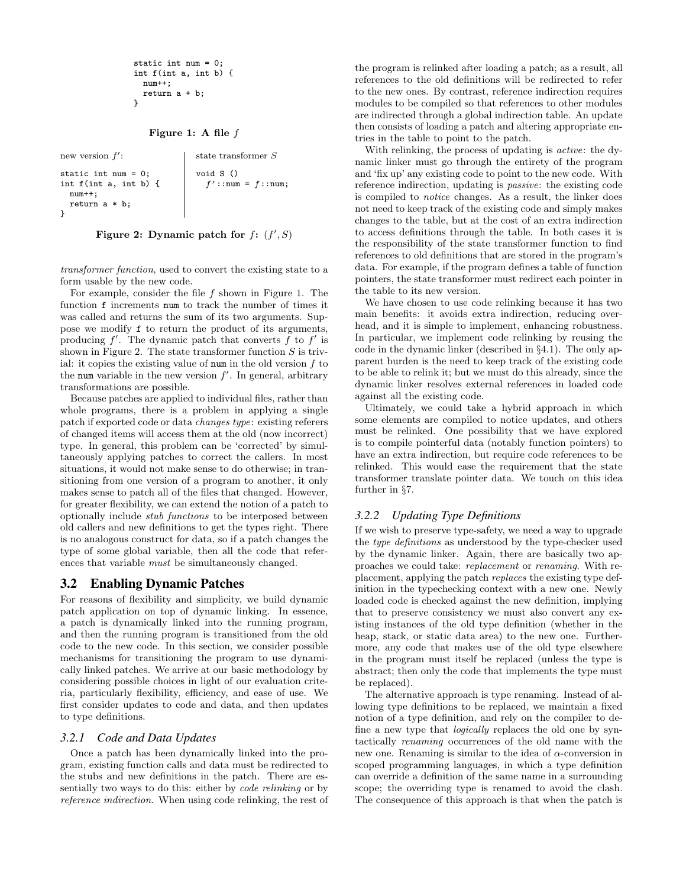```
static int num = 0;
int f(int a, int b) {
  num++;
  return a + b;
}
```

**Figure 1: A file $f$**

new version $f'$:

```
static int num = 0;
int f(int a, int b) {
  num++;
  return a * b;
}
```

state transformer $S$

```
void S ()
  f'::num = f::num;
```

**Figure 2: Dynamic patch for $f$: $(f', S)$**

*transformer function*, used to convert the existing state to a form usable by the new code.

For example, consider the file $f$ shown in Figure 1. The function f increments num to track the number of times it was called and returns the sum of its two arguments. Suppose we modify f to return the product of its arguments, producing $f'$. The dynamic patch that converts $f$ to $f'$ is shown in Figure 2. The state transformer function $S$ is trivial: it copies the existing value of num in the old version $f$ to the num variable in the new version $f'$. In general, arbitrary transformations are possible.

Because patches are applied to individual files, rather than whole programs, there is a problem in applying a single patch if exported code or data *changes type*: existing referers of changed items will access them at the old (now incorrect) type. In general, this problem can be 'corrected' by simultaneously applying patches to correct the callers. In most situations, it would not make sense to do otherwise; in transitioning from one version of a program to another, it only makes sense to patch all of the files that changed. However, for greater flexibility, we can extend the notion of a patch to optionally include *stub functions* to be interposed between old callers and new definitions to get the types right. There is no analogous construct for data, so if a patch changes the type of some global variable, then all the code that references that variable *must* be simultaneously changed.

## 3.2 Enabling Dynamic Patches

For reasons of flexibility and simplicity, we build dynamic patch application on top of dynamic linking. In essence, a patch is dynamically linked into the running program, and then the running program is transitioned from the old code to the new code. In this section, we consider possible mechanisms for transitioning the program to use dynamically linked patches. We arrive at our basic methodology by considering possible choices in light of our evaluation criteria, particularly flexibility, efficiency, and ease of use. We first consider updates to code and data, and then updates to type definitions.

### 3.2.1 Code and Data Updates

Once a patch has been dynamically linked into the program, existing function calls and data must be redirected to the stubs and new definitions in the patch. There are essentially two ways to do this: either by *code relinking* or by *reference indirection*. When using code relinking, the rest of the program is relinked after loading a patch; as a result, all references to the old definitions will be redirected to refer to the new ones. By contrast, reference indirection requires modules to be compiled so that references to other modules are indirected through a global indirection table. An update then consists of loading a patch and altering appropriate entries in the table to point to the patch.

With relinking, the process of updating is *active*: the dynamic linker must go through the entirety of the program and 'fix up' any existing code to point to the new code. With reference indirection, updating is *passive*: the existing code is compiled to *notice* changes. As a result, the linker does not need to keep track of the existing code and simply makes changes to the table, but at the cost of an extra indirection to access definitions through the table. In both cases it is the responsibility of the state transformer function to find references to old definitions that are stored in the program's data. For example, if the program defines a table of function pointers, the state transformer must redirect each pointer in the table to its new version.

We have chosen to use code relinking because it has two main benefits: it avoids extra indirection, reducing overhead, and it is simple to implement, enhancing robustness. In particular, we implement code relinking by reusing the code in the dynamic linker (described in §4.1). The only apparent burden is the need to keep track of the existing code to be able to relink it; but we must do this already, since the dynamic linker resolves external references in loaded code against all the existing code.

Ultimately, we could take a hybrid approach in which some elements are compiled to notice updates, and others must be relinked. One possibility that we have explored is to compile pointerful data (notably function pointers) to have an extra indirection, but require code references to be relinked. This would ease the requirement that the state transformer translate pointer data. We touch on this idea further in §7.

### 3.2.2 Updating Type Definitions

If we wish to preserve type-safety, we need a way to upgrade the *type definitions* as understood by the type-checker used by the dynamic linker. Again, there are basically two approaches we could take: *replacement* or *renaming*. With replacement, applying the patch *replaces* the existing type definition in the typechecking context with a new one. Newly loaded code is checked against the new definition, implying that to preserve consistency we must also convert any existing instances of the old type definition (whether in the heap, stack, or static data area) to the new one. Furthermore, any code that makes use of the old type elsewhere in the program must itself be replaced (unless the type is abstract; then only the code that implements the type must be replaced).

The alternative approach is type renaming. Instead of allowing type definitions to be replaced, we maintain a fixed notion of a type definition, and rely on the compiler to define a new type that *logically* replaces the old one by syntactically *renaming* occurrences of the old name with the new one. Renaming is similar to the idea of $\alpha$-conversion in scoped programming languages, in which a type definition can override a definition of the same name in a surrounding scope; the overriding type is renamed to avoid the clash. The consequence of this approach is that when the patch is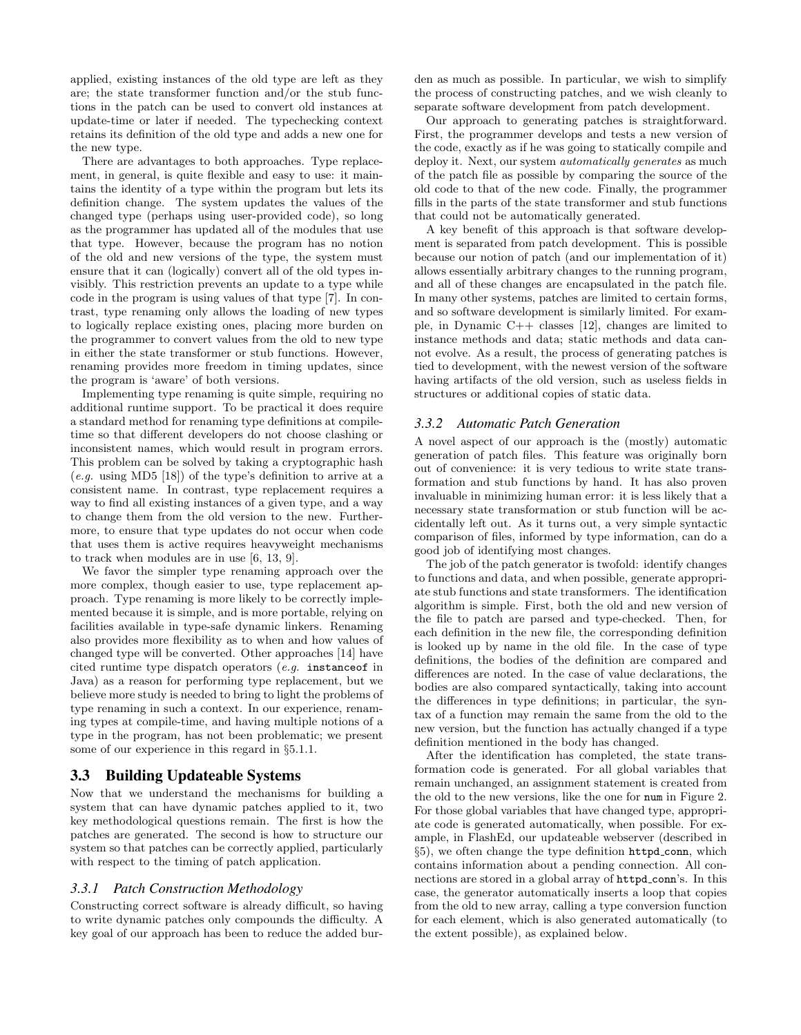applied, existing instances of the old type are left as they are; the state transformer function and/or the stub functions in the patch can be used to convert old instances at update-time or later if needed. The typechecking context retains its definition of the old type and adds a new one for the new type.

There are advantages to both approaches. Type replacement, in general, is quite flexible and easy to use: it maintains the identity of a type within the program but lets its definition change. The system updates the values of the changed type (perhaps using user-provided code), so long as the programmer has updated all of the modules that use that type. However, because the program has no notion of the old and new versions of the type, the system must ensure that it can (logically) convert all of the old types invisibly. This restriction prevents an update to a type while code in the program is using values of that type [7]. In contrast, type renaming only allows the loading of new types to logically replace existing ones, placing more burden on the programmer to convert values from the old to new type in either the state transformer or stub functions. However, renaming provides more freedom in timing updates, since the program is 'aware' of both versions.

Implementing type renaming is quite simple, requiring no additional runtime support. To be practical it does require a standard method for renaming type definitions at compile-time so that different developers do not choose clashing or inconsistent names, which would result in program errors. This problem can be solved by taking a cryptographic hash (*e.g.* using MD5 [18]) of the type's definition to arrive at a consistent name. In contrast, type replacement requires a way to find all existing instances of a given type, and a way to change them from the old version to the new. Furthermore, to ensure that type updates do not occur when code that uses them is active requires heavyweight mechanisms to track when modules are in use [6, 13, 9].

We favor the simpler type renaming approach over the more complex, though easier to use, type replacement approach. Type renaming is more likely to be correctly implemented because it is simple, and is more portable, relying on facilities available in type-safe dynamic linkers. Renaming also provides more flexibility as to when and how values of changed type will be converted. Other approaches [14] have cited runtime type dispatch operators (*e.g.* `instanceof` in Java) as a reason for performing type replacement, but we believe more study is needed to bring to light the problems of type renaming in such a context. In our experience, renaming types at compile-time, and having multiple notions of a type in the program, has not been problematic; we present some of our experience in this regard in §5.1.1.

## 3.3 Building Updateable Systems

Now that we understand the mechanisms for building a system that can have dynamic patches applied to it, two key methodological questions remain. The first is how the patches are generated. The second is how to structure our system so that patches can be correctly applied, particularly with respect to the timing of patch application.

### 3.3.1 Patch Construction Methodology

Constructing correct software is already difficult, so having to write dynamic patches only compounds the difficulty. A key goal of our approach has been to reduce the added burden as much as possible. In particular, we wish to simplify the process of constructing patches, and we wish cleanly to separate software development from patch development.

Our approach to generating patches is straightforward. First, the programmer develops and tests a new version of the code, exactly as if he was going to statically compile and deploy it. Next, our system *automatically generates* as much of the patch file as possible by comparing the source of the old code to that of the new code. Finally, the programmer fills in the parts of the state transformer and stub functions that could not be automatically generated.

A key benefit of this approach is that software development is separated from patch development. This is possible because our notion of patch (and our implementation of it) allows essentially arbitrary changes to the running program, and all of these changes are encapsulated in the patch file. In many other systems, patches are limited to certain forms, and so software development is similarly limited. For example, in Dynamic C++ classes [12], changes are limited to instance methods and data; static methods and data cannot evolve. As a result, the process of generating patches is tied to development, with the newest version of the software having artifacts of the old version, such as useless fields in structures or additional copies of static data.

### 3.3.2 Automatic Patch Generation

A novel aspect of our approach is the (mostly) automatic generation of patch files. This feature was originally born out of convenience: it is very tedious to write state transformation and stub functions by hand. It has also proven invaluable in minimizing human error: it is less likely that a necessary state transformation or stub function will be accidentally left out. As it turns out, a very simple syntactic comparison of files, informed by type information, can do a good job of identifying most changes.

The job of the patch generator is twofold: identify changes to functions and data, and when possible, generate appropriate stub functions and state transformers. The identification algorithm is simple. First, both the old and new version of the file to patch are parsed and type-checked. Then, for each definition in the new file, the corresponding definition is looked up by name in the old file. In the case of type definitions, the bodies of the definition are compared and differences are noted. In the case of value declarations, the bodies are also compared syntactically, taking into account the differences in type definitions; in particular, the syntax of a function may remain the same from the old to the new version, but the function has actually changed if a type definition mentioned in the body has changed.

After the identification has completed, the state transformation code is generated. For all global variables that remain unchanged, an assignment statement is created from the old to the new versions, like the one for `num` in Figure 2. For those global variables that have changed type, appropriate code is generated automatically, when possible. For example, in FlashEd, our updateable webserver (described in §5), we often change the type definition `httpd_conn`, which contains information about a pending connection. All connections are stored in a global array of `httpd_conn`'s. In this case, the generator automatically inserts a loop that copies from the old to new array, calling a type conversion function for each element, which is also generated automatically (to the extent possible), as explained below.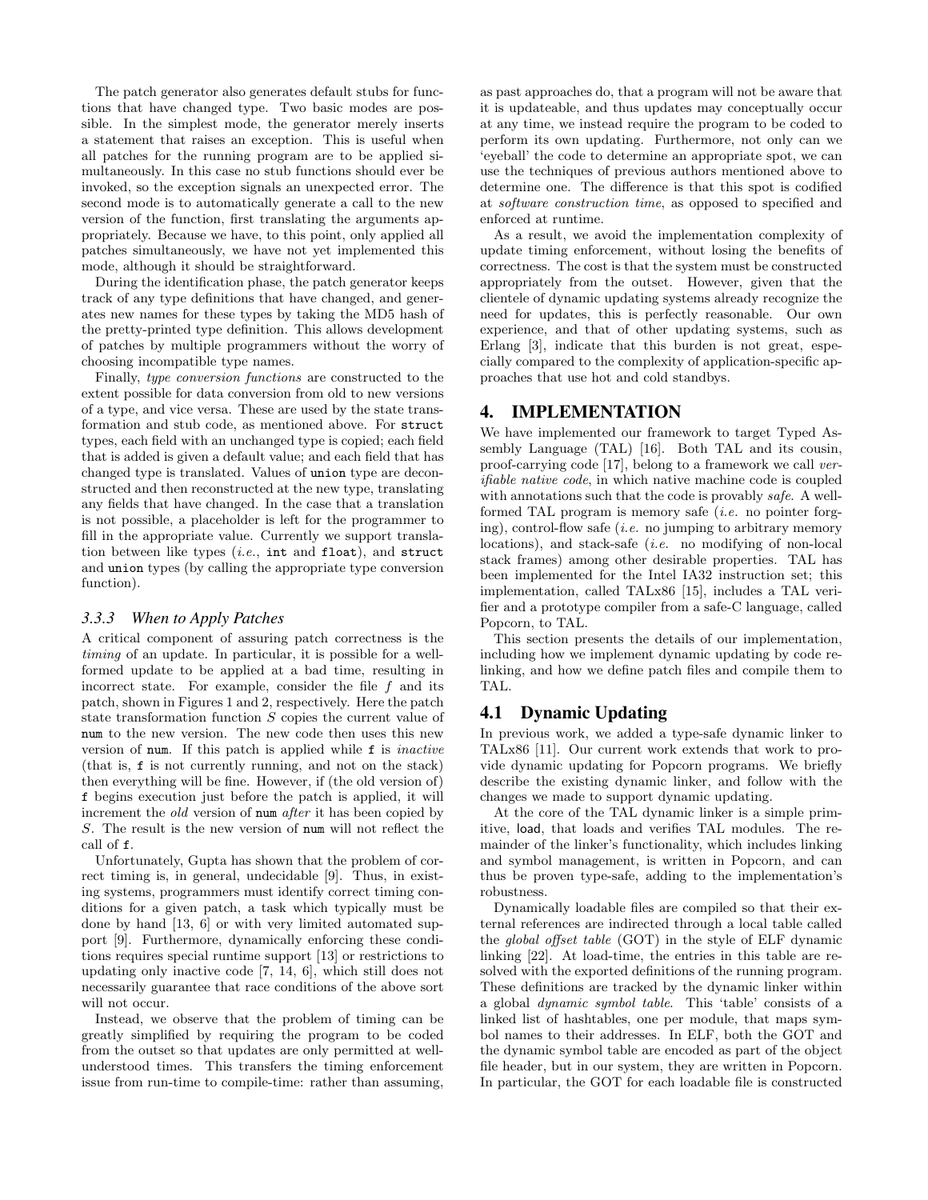The patch generator also generates default stubs for functions that have changed type. Two basic modes are possible. In the simplest mode, the generator merely inserts a statement that raises an exception. This is useful when all patches for the running program are to be applied simultaneously. In this case no stub functions should ever be invoked, so the exception signals an unexpected error. The second mode is to automatically generate a call to the new version of the function, first translating the arguments appropriately. Because we have, to this point, only applied all patches simultaneously, we have not yet implemented this mode, although it should be straightforward.

During the identification phase, the patch generator keeps track of any type definitions that have changed, and generates new names for these types by taking the MD5 hash of the pretty-printed type definition. This allows development of patches by multiple programmers without the worry of choosing incompatible type names.

Finally, *type conversion functions* are constructed to the extent possible for data conversion from old to new versions of a type, and vice versa. These are used by the state transformation and stub code, as mentioned above. For `struct` types, each field with an unchanged type is copied; each field that is added is given a default value; and each field that has changed type is translated. Values of `union` type are deconstructed and then reconstructed at the new type, translating any fields that have changed. In the case that a translation is not possible, a placeholder is left for the programmer to fill in the appropriate value. Currently we support translation between like types (*i.e.*, `int` and `float`), and `struct` and `union` types (by calling the appropriate type conversion function).

### 3.3.3 When to Apply Patches

A critical component of assuring patch correctness is the *timing* of an update. In particular, it is possible for a well-formed update to be applied at a bad time, resulting in incorrect state. For example, consider the file $f$ and its patch, shown in Figures 1 and 2, respectively. Here the patch state transformation function $S$ copies the current value of `num` to the new version. The new code then uses this new version of `num`. If this patch is applied while `f` is *inactive* (that is, `f` is not currently running, and not on the stack) then everything will be fine. However, if (the old version of) `f` begins execution just before the patch is applied, it will increment the *old* version of `num` *after* it has been copied by $S$. The result is the new version of `num` will not reflect the call of `f`.

Unfortunately, Gupta has shown that the problem of correct timing is, in general, undecidable [9]. Thus, in existing systems, programmers must identify correct timing conditions for a given patch, a task which typically must be done by hand [13, 6] or with very limited automated support [9]. Furthermore, dynamically enforcing these conditions requires special runtime support [13] or restrictions to updating only inactive code [7, 14, 6], which still does not necessarily guarantee that race conditions of the above sort will not occur.

Instead, we observe that the problem of timing can be greatly simplified by requiring the program to be coded from the outset so that updates are only permitted at well-understood times. This transfers the timing enforcement issue from run-time to compile-time: rather than assuming, as past approaches do, that a program will not be aware that it is updateable, and thus updates may conceptually occur at any time, we instead require the program to be coded to perform its own updating. Furthermore, not only can we 'eyeball' the code to determine an appropriate spot, we can use the techniques of previous authors mentioned above to determine one. The difference is that this spot is codified at *software construction time*, as opposed to specified and enforced at runtime.

As a result, we avoid the implementation complexity of update timing enforcement, without losing the benefits of correctness. The cost is that the system must be constructed appropriately from the outset. However, given that the clientele of dynamic updating systems already recognize the need for updates, this is perfectly reasonable. Our own experience, and that of other updating systems, such as Erlang [3], indicate that this burden is not great, especially compared to the complexity of application-specific approaches that use hot and cold standbys.

## 4. IMPLEMENTATION

We have implemented our framework to target Typed Assembly Language (TAL) [16]. Both TAL and its cousin, proof-carrying code [17], belong to a framework we call *verifiable native code*, in which native machine code is coupled with annotations such that the code is provably *safe*. A well-formed TAL program is memory safe (*i.e.* no pointer forging), control-flow safe (*i.e.* no jumping to arbitrary memory locations), and stack-safe (*i.e.* no modifying of non-local stack frames) among other desirable properties. TAL has been implemented for the Intel IA32 instruction set; this implementation, called TALx86 [15], includes a TAL verifier and a prototype compiler from a safe-C language, called Popcorn, to TAL.

This section presents the details of our implementation, including how we implement dynamic updating by code relinking, and how we define patch files and compile them to TAL.

## 4.1 Dynamic Updating

In previous work, we added a type-safe dynamic linker to TALx86 [11]. Our current work extends that work to provide dynamic updating for Popcorn programs. We briefly describe the existing dynamic linker, and follow with the changes we made to support dynamic updating.

At the core of the TAL dynamic linker is a simple primitive, load, that loads and verifies TAL modules. The remainder of the linker's functionality, which includes linking and symbol management, is written in Popcorn, and can thus be proven type-safe, adding to the implementation's robustness.

Dynamically loadable files are compiled so that their external references are indirected through a local table called the *global offset table* (GOT) in the style of ELF dynamic linking [22]. At load-time, the entries in this table are resolved with the exported definitions of the running program. These definitions are tracked by the dynamic linker within a global *dynamic symbol table*. This 'table' consists of a linked list of hashtables, one per module, that maps symbol names to their addresses. In ELF, both the GOT and the dynamic symbol table are encoded as part of the object file header, but in our system, they are written in Popcorn. In particular, the GOT for each loadable file is constructed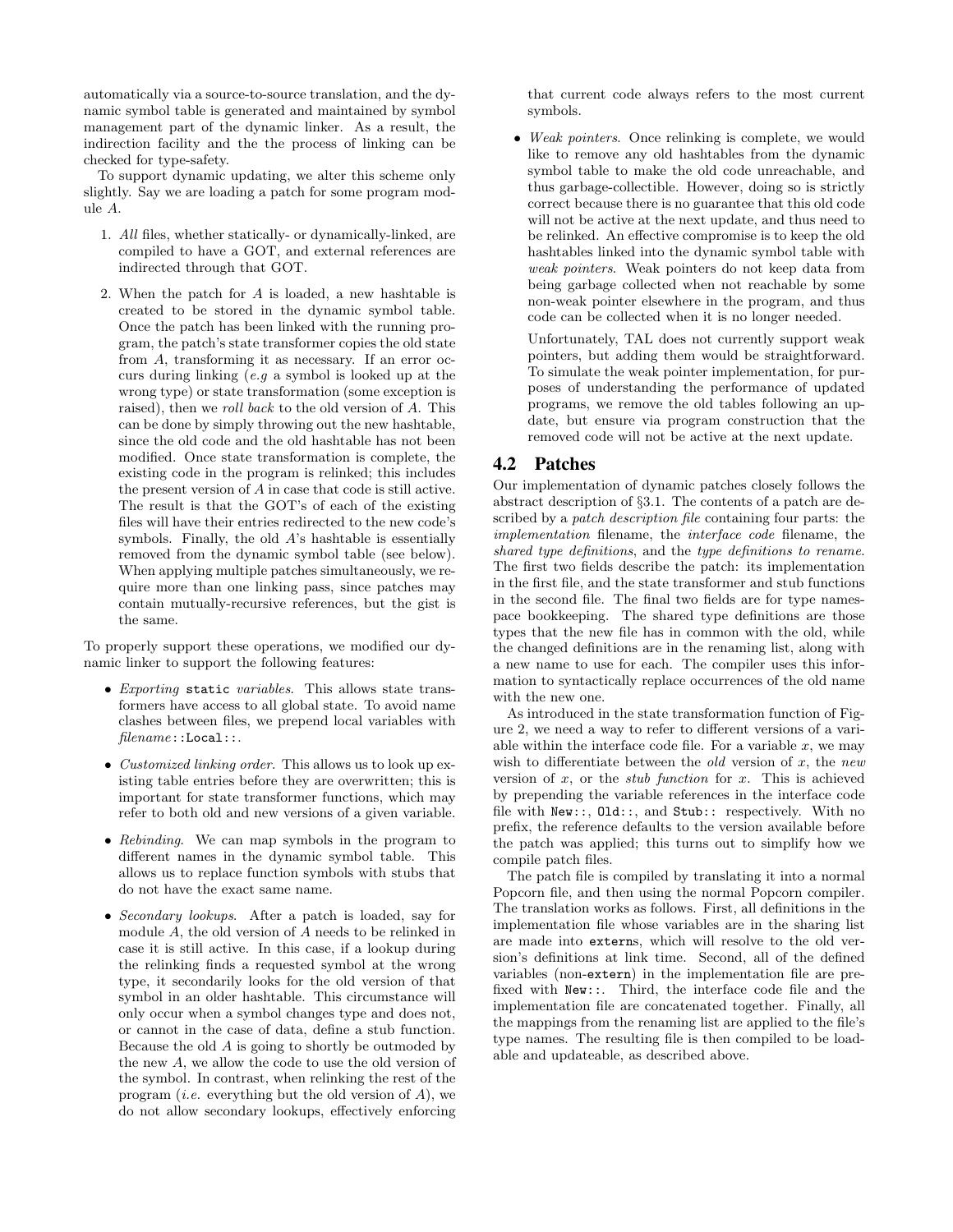automatically via a source-to-source translation, and the dynamic symbol table is generated and maintained by symbol management part of the dynamic linker. As a result, the indirection facility and the the process of linking can be checked for type-safety.

To support dynamic updating, we alter this scheme only slightly. Say we are loading a patch for some program module $A$.

1. *All* files, whether statically- or dynamically-linked, are compiled to have a GOT, and external references are indirected through that GOT.

2. When the patch for $A$ is loaded, a new hashtable is created to be stored in the dynamic symbol table. Once the patch has been linked with the running program, the patch's state transformer copies the old state from $A$, transforming it as necessary. If an error occurs during linking (*e.g* a symbol is looked up at the wrong type) or state transformation (some exception is raised), then we *roll back* to the old version of $A$. This can be done by simply throwing out the new hashtable, since the old code and the old hashtable has not been modified. Once state transformation is complete, the existing code in the program is relinked; this includes the present version of $A$ in case that code is still active. The result is that the GOT's of each of the existing files will have their entries redirected to the new code's symbols. Finally, the old $A$'s hashtable is essentially removed from the dynamic symbol table (see below). When applying multiple patches simultaneously, we require more than one linking pass, since patches may contain mutually-recursive references, but the gist is the same.

To properly support these operations, we modified our dynamic linker to support the following features:

- *Exporting* `static` *variables*. This allows state transformers have access to all global state. To avoid name clashes between files, we prepend local variables with *filename*`::Local::`.

- *Customized linking order*. This allows us to look up existing table entries before they are overwritten; this is important for state transformer functions, which may refer to both old and new versions of a given variable.

- *Rebinding*. We can map symbols in the program to different names in the dynamic symbol table. This allows us to replace function symbols with stubs that do not have the exact same name.

- *Secondary lookups*. After a patch is loaded, say for module $A$, the old version of $A$ needs to be relinked in case it is still active. In this case, if a lookup during the relinking finds a requested symbol at the wrong type, it secondarily looks for the old version of that symbol in an older hashtable. This circumstance will only occur when a symbol changes type and does not, or cannot in the case of data, define a stub function. Because the old $A$ is going to shortly be outmoded by the new $A$, we allow the code to use the old version of the symbol. In contrast, when relinking the rest of the program (*i.e.* everything but the old version of $A$), we do not allow secondary lookups, effectively enforcing that current code always refers to the most current symbols.

- *Weak pointers*. Once relinking is complete, we would like to remove any old hashtables from the dynamic symbol table to make the old code unreachable, and thus garbage-collectible. However, doing so is strictly correct because there is no guarantee that this old code will not be active at the next update, and thus need to be relinked. An effective compromise is to keep the old hashtables linked into the dynamic symbol table with *weak pointers*. Weak pointers do not keep data from being garbage collected when not reachable by some non-weak pointer elsewhere in the program, and thus code can be collected when it is no longer needed.

  Unfortunately, TAL does not currently support weak pointers, but adding them would be straightforward. To simulate the weak pointer implementation, for purposes of understanding the performance of updated programs, we remove the old tables following an update, but ensure via program construction that the removed code will not be active at the next update.

## 4.2 Patches

Our implementation of dynamic patches closely follows the abstract description of §3.1. The contents of a patch are described by a *patch description file* containing four parts: the *implementation* filename, the *interface code* filename, the *shared type definitions*, and the *type definitions to rename*. The first two fields describe the patch: its implementation in the first file, and the state transformer and stub functions in the second file. The final two fields are for type namespace bookkeeping. The shared type definitions are those types that the new file has in common with the old, while the changed definitions are in the renaming list, along with a new name to use for each. The compiler uses this information to syntactically replace occurrences of the old name with the new one.

As introduced in the state transformation function of Figure 2, we need a way to refer to different versions of a variable within the interface code file. For a variable $x$, we may wish to differentiate between the *old* version of $x$, the *new* version of $x$, or the *stub function* for $x$. This is achieved by prepending the variable references in the interface code file with `New::`, `Old::`, and `Stub::` respectively. With no prefix, the reference defaults to the version available before the patch was applied; this turns out to simplify how we compile patch files.

The patch file is compiled by translating it into a normal Popcorn file, and then using the normal Popcorn compiler. The translation works as follows. First, all definitions in the implementation file whose variables are in the sharing list are made into `extern`s, which will resolve to the old version's definitions at link time. Second, all of the defined variables (non-`extern`) in the implementation file are prefixed with `New::`. Third, the interface code file and the implementation file are concatenated together. Finally, all the mappings from the renaming list are applied to the file's type names. The resulting file is then compiled to be loadable and updateable, as described above.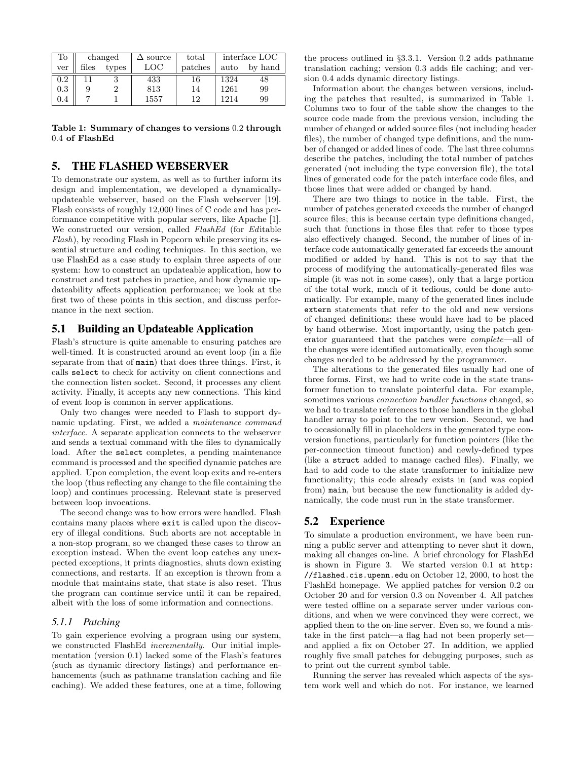| To | changed | | Δ source | total | interface LOC | |
|---|---|---|---|---|---|---|
| ver | files | types | LOC | patches | auto | by hand |
| 0.2 | 11 | 3 | 433 | 16 | 1324 | 48 |
| 0.3 | 9 | 2 | 813 | 14 | 1261 | 99 |
| 0.4 | 7 | 1 | 1557 | 12 | 1214 | 99 |

**Table 1: Summary of changes to versions 0.2 through 0.4 of FlashEd**

## 5. THE FLASHED WEBSERVER

To demonstrate our system, as well as to further inform its design and implementation, we developed a dynamically-updateable webserver, based on the Flash webserver [19]. Flash consists of roughly 12,000 lines of C code and has performance competitive with popular servers, like Apache [1]. We constructed our version, called *FlashEd* (for *Ed*itable *Flash*), by recoding Flash in Popcorn while preserving its essential structure and coding techniques. In this section, we use FlashEd as a case study to explain three aspects of our system: how to construct an updateable application, how to construct and test patches in practice, and how dynamic updateability affects application performance; we look at the first two of these points in this section, and discuss performance in the next section.

### 5.1 Building an Updateable Application

Flash's structure is quite amenable to ensuring patches are well-timed. It is constructed around an event loop (in a file separate from that of `main`) that does three things. First, it calls `select` to check for activity on client connections and the connection listen socket. Second, it processes any client activity. Finally, it accepts any new connections. This kind of event loop is common in server applications.

Only two changes were needed to Flash to support dynamic updating. First, we added a *maintenance command interface*. A separate application connects to the webserver and sends a textual command with the files to dynamically load. After the `select` completes, a pending maintenance command is processed and the specified dynamic patches are applied. Upon completion, the event loop exits and re-enters the loop (thus reflecting any change to the file containing the loop) and continues processing. Relevant state is preserved between loop invocations.

The second change was to how errors were handled. Flash contains many places where `exit` is called upon the discovery of illegal conditions. Such aborts are not acceptable in a non-stop program, so we changed these cases to throw an exception instead. When the event loop catches any unexpected exceptions, it prints diagnostics, shuts down existing connections, and restarts. If an exception is thrown from a module that maintains state, that state is also reset. Thus the program can continue service until it can be repaired, albeit with the loss of some information and connections.

#### 5.1.1 Patching

To gain experience evolving a program using our system, we constructed FlashEd *incrementally*. Our initial implementation (version 0.1) lacked some of the Flash's features (such as dynamic directory listings) and performance enhancements (such as pathname translation caching and file caching). We added these features, one at a time, following the process outlined in §3.3.1. Version 0.2 adds pathname translation caching; version 0.3 adds file caching; and version 0.4 adds dynamic directory listings.

Information about the changes between versions, including the patches that resulted, is summarized in Table 1. Columns two to four of the table show the changes to the source code made from the previous version, including the number of changed or added source files (not including header files), the number of changed type definitions, and the number of changed or added lines of code. The last three columns describe the patches, including the total number of patches generated (not including the type conversion file), the total lines of generated code for the patch interface code files, and those lines that were added or changed by hand.

There are two things to notice in the table. First, the number of patches generated exceeds the number of changed source files; this is because certain type definitions changed, such that functions in those files that refer to those types also effectively changed. Second, the number of lines of interface code automatically generated far exceeds the amount modified or added by hand. This is not to say that the process of modifying the automatically-generated files was simple (it was not in some cases), only that a large portion of the total work, much of it tedious, could be done automatically. For example, many of the generated lines include `extern` statements that refer to the old and new versions of changed definitions; these would have had to be placed by hand otherwise. Most importantly, using the patch generator guaranteed that the patches were *complete*—all of the changes were identified automatically, even though some changes needed to be addressed by the programmer.

The alterations to the generated files usually had one of three forms. First, we had to write code in the state transformer function to translate pointerful data. For example, sometimes various *connection handler functions* changed, so we had to translate references to those handlers in the global handler array to point to the new version. Second, we had to occasionally fill in placeholders in the generated type conversion functions, particularly for function pointers (like the per-connection timeout function) and newly-defined types (like a `struct` added to manage cached files). Finally, we had to add code to the state transformer to initialize new functionality; this code already exists in (and was copied from) `main`, but because the new functionality is added dynamically, the code must run in the state transformer.

### 5.2 Experience

To simulate a production environment, we have been running a public server and attempting to never shut it down, making all changes on-line. A brief chronology for FlashEd is shown in Figure 3. We started version 0.1 at `http://flashed.cis.upenn.edu` on October 12, 2000, to host the FlashEd homepage. We applied patches for version 0.2 on October 20 and for version 0.3 on November 4. All patches were tested offline on a separate server under various conditions, and when we were convinced they were correct, we applied them to the on-line server. Even so, we found a mistake in the first patch—a flag had not been properly set—and applied a fix on October 27. In addition, we applied roughly five small patches for debugging purposes, such as to print out the current symbol table.

Running the server has revealed which aspects of the system work well and which do not. For instance, we learned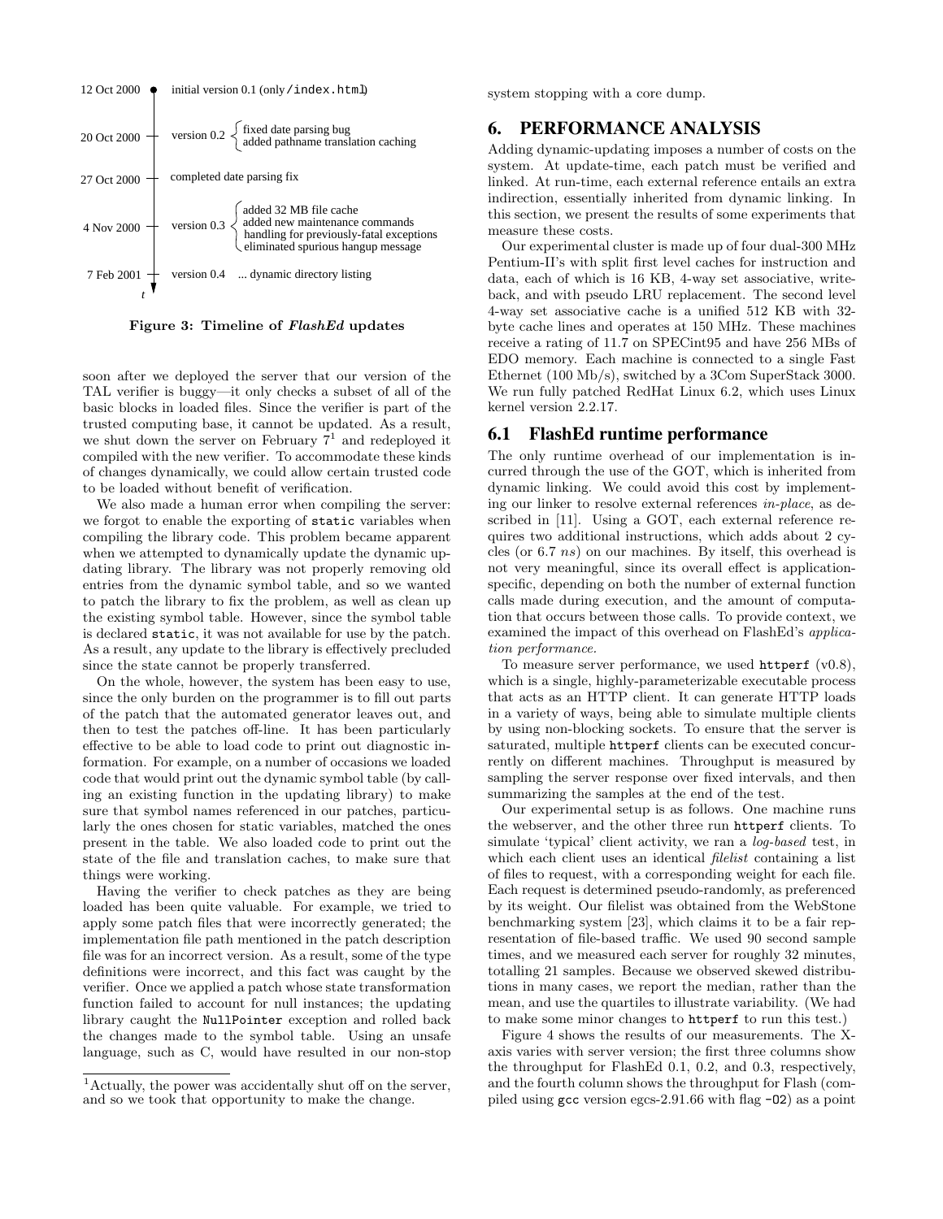12 Oct 2000 — initial version 0.1 (only /index.html)

20 Oct 2000 — version 0.2 { fixed date parsing bug; added pathname translation caching }

27 Oct 2000 — completed date parsing fix

4 Nov 2000 — version 0.3 { added 32 MB file cache; added new maintenance commands; handling for previously-fatal exceptions; eliminated spurious hangup message }

7 Feb 2001 — version 0.4 ... dynamic directory listing

t

**Figure 3: Timeline of *FlashEd* updates**

soon after we deployed the server that our version of the TAL verifier is buggy—it only checks a subset of all of the basic blocks in loaded files. Since the verifier is part of the trusted computing base, it cannot be updated. As a result, we shut down the server on February 7[1] and redeployed it compiled with the new verifier. To accommodate these kinds of changes dynamically, we could allow certain trusted code to be loaded without benefit of verification.

We also made a human error when compiling the server: we forgot to enable the exporting of `static` variables when compiling the library code. This problem became apparent when we attempted to dynamically update the dynamic updating library. The library was not properly removing old entries from the dynamic symbol table, and so we wanted to patch the library to fix the problem, as well as clean up the existing symbol table. However, since the symbol table is declared `static`, it was not available for use by the patch. As a result, any update to the library is effectively precluded since the state cannot be properly transferred.

On the whole, however, the system has been easy to use, since the only burden on the programmer is to fill out parts of the patch that the automated generator leaves out, and then to test the patches off-line. It has been particularly effective to be able to load code to print out diagnostic information. For example, on a number of occasions we loaded code that would print out the dynamic symbol table (by calling an existing function in the updating library) to make sure that symbol names referenced in our patches, particularly the ones chosen for static variables, matched the ones present in the table. We also loaded code to print out the state of the file and translation caches, to make sure that things were working.

Having the verifier to check patches as they are being loaded has been quite valuable. For example, we tried to apply some patch files that were incorrectly generated; the implementation file path mentioned in the patch description file was for an incorrect version. As a result, some of the type definitions were incorrect, and this fact was caught by the verifier. Once we applied a patch whose state transformation function failed to account for null instances; the updating library caught the `NullPointer` exception and rolled back the changes made to the symbol table. Using an unsafe language, such as C, would have resulted in our non-stop system stopping with a core dump.

[1] Actually, the power was accidentally shut off on the server, and so we took that opportunity to make the change.

## 6. PERFORMANCE ANALYSIS

Adding dynamic-updating imposes a number of costs on the system. At update-time, each patch must be verified and linked. At run-time, each external reference entails an extra indirection, essentially inherited from dynamic linking. In this section, we present the results of some experiments that measure these costs.

Our experimental cluster is made up of four dual-300 MHz Pentium-II's with split first level caches for instruction and data, each of which is 16 KB, 4-way set associative, write-back, and with pseudo LRU replacement. The second level 4-way set associative cache is a unified 512 KB with 32-byte cache lines and operates at 150 MHz. These machines receive a rating of 11.7 on SPECint95 and have 256 MBs of EDO memory. Each machine is connected to a single Fast Ethernet (100 Mb/s), switched by a 3Com SuperStack 3000. We run fully patched RedHat Linux 6.2, which uses Linux kernel version 2.2.17.

### 6.1 FlashEd runtime performance

The only runtime overhead of our implementation is incurred through the use of the GOT, which is inherited from dynamic linking. We could avoid this cost by implementing our linker to resolve external references *in-place*, as described in [11]. Using a GOT, each external reference requires two additional instructions, which adds about 2 cycles (or 6.7 *ns*) on our machines. By itself, this overhead is not very meaningful, since its overall effect is application-specific, depending on both the number of external function calls made during execution, and the amount of computation that occurs between those calls. To provide context, we examined the impact of this overhead on FlashEd's *application performance*.

To measure server performance, we used `httperf` (v0.8), which is a single, highly-parameterizable executable process that acts as an HTTP client. It can generate HTTP loads in a variety of ways, being able to simulate multiple clients by using non-blocking sockets. To ensure that the server is saturated, multiple `httperf` clients can be executed concurrently on different machines. Throughput is measured by sampling the server response over fixed intervals, and then summarizing the samples at the end of the test.

Our experimental setup is as follows. One machine runs the webserver, and the other three run `httperf` clients. To simulate 'typical' client activity, we ran a *log-based* test, in which each client uses an identical *filelist* containing a list of files to request, with a corresponding weight for each file. Each request is determined pseudo-randomly, as preferenced by its weight. Our filelist was obtained from the WebStone benchmarking system [23], which claims it to be a fair representation of file-based traffic. We used 90 second sample times, and we measured each server for roughly 32 minutes, totalling 21 samples. Because we observed skewed distributions in many cases, we report the median, rather than the mean, and use the quartiles to illustrate variability. (We had to make some minor changes to `httperf` to run this test.)

Figure 4 shows the results of our measurements. The X-axis varies with server version; the first three columns show the throughput for FlashEd 0.1, 0.2, and 0.3, respectively, and the fourth column shows the throughput for Flash (compiled using `gcc` version egcs-2.91.66 with flag `-O2`) as a point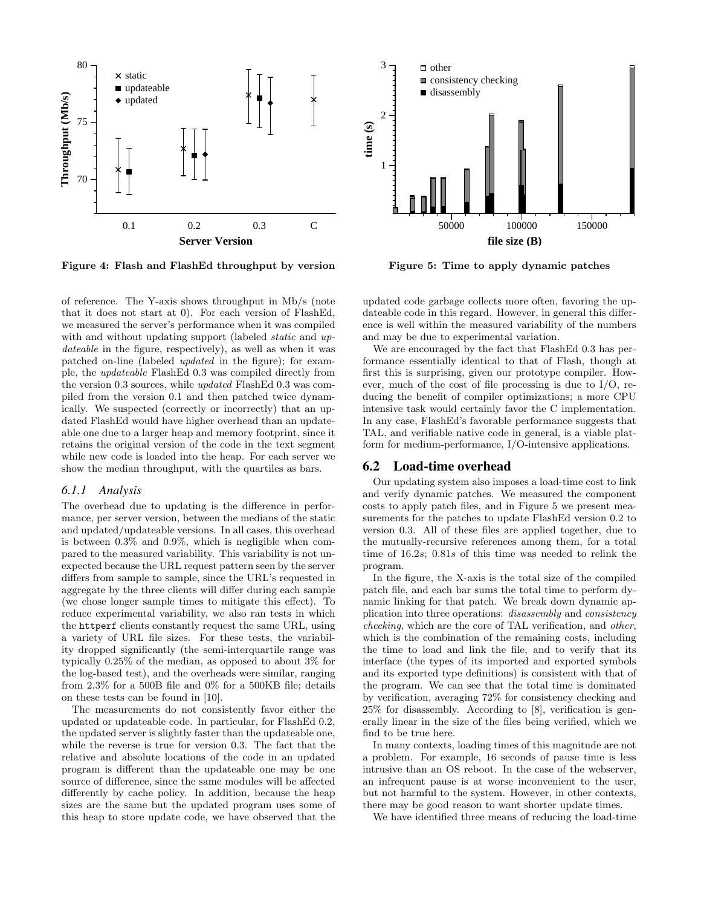Figure 4: Flash and FlashEd throughput by version

Figure 5: Time to apply dynamic patches

of reference. The Y-axis shows throughput in Mb/s (note that it does not start at 0). For each version of FlashEd, we measured the server's performance when it was compiled with and without updating support (labeled *static* and *updateable* in the figure, respectively), as well as when it was patched on-line (labeled *updated* in the figure); for example, the *updateable* FlashEd 0.3 was compiled directly from the version 0.3 sources, while *updated* FlashEd 0.3 was compiled from the version 0.1 and then patched twice dynamically. We suspected (correctly or incorrectly) that an updated FlashEd would have higher overhead than an updateable one due to a larger heap and memory footprint, since it retains the original version of the code in the text segment while new code is loaded into the heap. For each server we show the median throughput, with the quartiles as bars.

### 6.1.1 Analysis

The overhead due to updating is the difference in performance, per server version, between the medians of the static and updated/updateable versions. In all cases, this overhead is between 0.3% and 0.9%, which is negligible when compared to the measured variability. This variability is not unexpected because the URL request pattern seen by the server differs from sample to sample, since the URL's requested in aggregate by the three clients will differ during each sample (we chose longer sample times to mitigate this effect). To reduce experimental variability, we also ran tests in which the `httperf` clients constantly request the same URL, using a variety of URL file sizes. For these tests, the variability dropped significantly (the semi-interquartile range was typically 0.25% of the median, as opposed to about 3% for the log-based test), and the overheads were similar, ranging from 2.3% for a 500B file and 0% for a 500KB file; details on these tests can be found in [10].

The measurements do not consistently favor either the updated or updateable code. In particular, for FlashEd 0.2, the updated server is slightly faster than the updateable one, while the reverse is true for version 0.3. The fact that the relative and absolute locations of the code in an updated program is different than the updateable one may be one source of difference, since the same modules will be affected differently by cache policy. In addition, because the heap sizes are the same but the updated program uses some of this heap to store update code, we have observed that the updated code garbage collects more often, favoring the updateable code in this regard. However, in general this difference is well within the measured variability of the numbers and may be due to experimental variation.

We are encouraged by the fact that FlashEd 0.3 has performance essentially identical to that of Flash, though at first this is surprising, given our prototype compiler. However, much of the cost of file processing is due to I/O, reducing the benefit of compiler optimizations; a more CPU intensive task would certainly favor the C implementation. In any case, FlashEd's favorable performance suggests that TAL, and verifiable native code in general, is a viable platform for medium-performance, I/O-intensive applications.

## 6.2 Load-time overhead

Our updating system also imposes a load-time cost to link and verify dynamic patches. We measured the component costs to apply patch files, and in Figure 5 we present measurements for the patches to update FlashEd version 0.2 to version 0.3. All of these files are applied together, due to the mutually-recursive references among them, for a total time of 16.2*s*; 0.81*s* of this time was needed to relink the program.

In the figure, the X-axis is the total size of the compiled patch file, and each bar sums the total time to perform dynamic linking for that patch. We break down dynamic application into three operations: *disassembly* and *consistency checking*, which are the core of TAL verification, and *other*, which is the combination of the remaining costs, including the time to load and link the file, and to verify that its interface (the types of its imported and exported symbols and its exported type definitions) is consistent with that of the program. We can see that the total time is dominated by verification, averaging 72% for consistency checking and 25% for disassembly. According to [8], verification is generally linear in the size of the files being verified, which we find to be true here.

In many contexts, loading times of this magnitude are not a problem. For example, 16 seconds of pause time is less intrusive than an OS reboot. In the case of the webserver, an infrequent pause is at worse inconvenient to the user, but not harmful to the system. However, in other contexts, there may be good reason to want shorter update times.

We have identified three means of reducing the load-time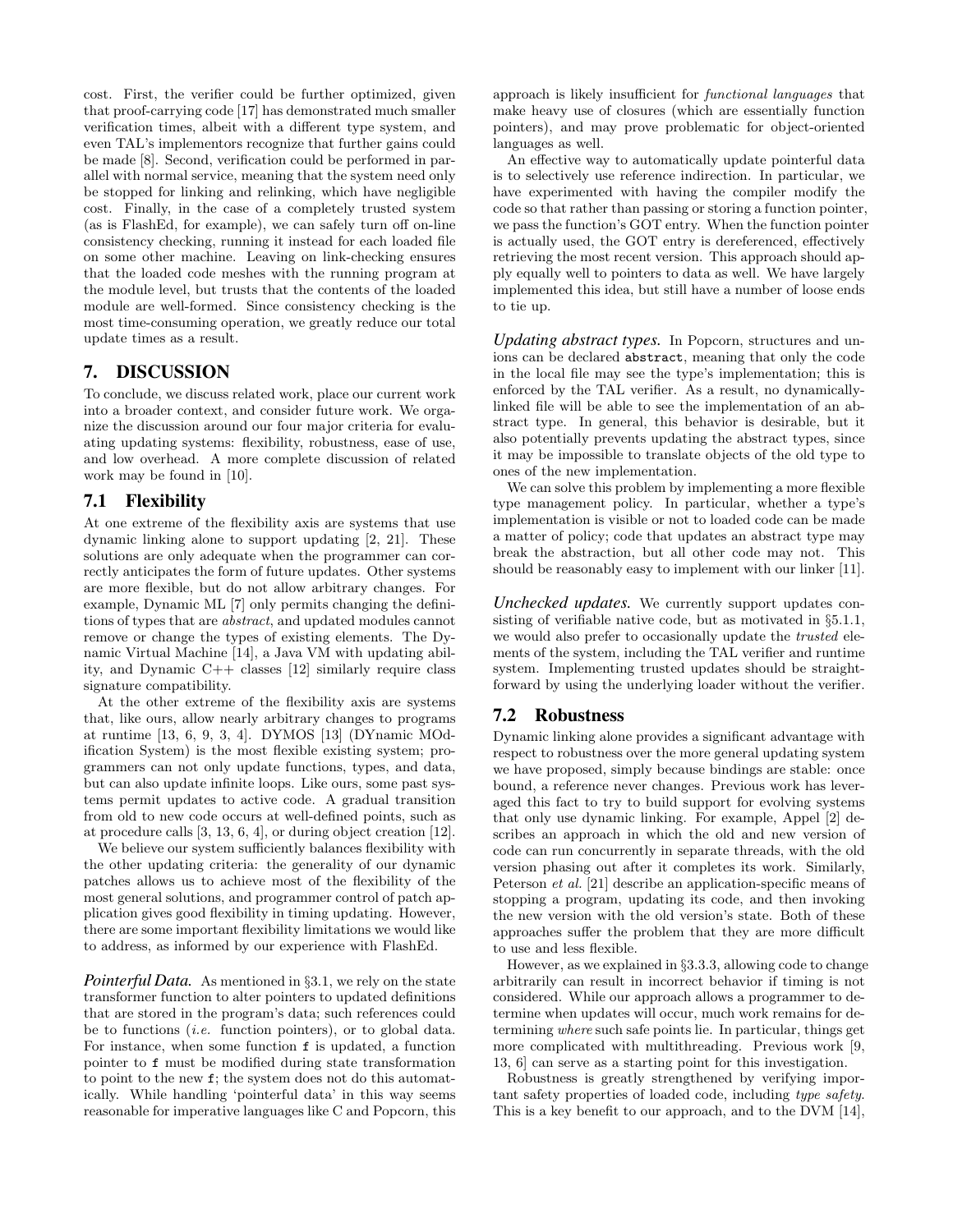cost. First, the verifier could be further optimized, given that proof-carrying code [17] has demonstrated much smaller verification times, albeit with a different type system, and even TAL's implementors recognize that further gains could be made [8]. Second, verification could be performed in parallel with normal service, meaning that the system need only be stopped for linking and relinking, which have negligible cost. Finally, in the case of a completely trusted system (as is FlashEd, for example), we can safely turn off on-line consistency checking, running it instead for each loaded file on some other machine. Leaving on link-checking ensures that the loaded code meshes with the running program at the module level, but trusts that the contents of the loaded module are well-formed. Since consistency checking is the most time-consuming operation, we greatly reduce our total update times as a result.

# 7. DISCUSSION

To conclude, we discuss related work, place our current work into a broader context, and consider future work. We organize the discussion around our four major criteria for evaluating updating systems: flexibility, robustness, ease of use, and low overhead. A more complete discussion of related work may be found in [10].

## 7.1 Flexibility

At one extreme of the flexibility axis are systems that use dynamic linking alone to support updating [2, 21]. These solutions are only adequate when the programmer can correctly anticipates the form of future updates. Other systems are more flexible, but do not allow arbitrary changes. For example, Dynamic ML [7] only permits changing the definitions of types that are *abstract*, and updated modules cannot remove or change the types of existing elements. The Dynamic Virtual Machine [14], a Java VM with updating ability, and Dynamic C++ classes [12] similarly require class signature compatibility.

At the other extreme of the flexibility axis are systems that, like ours, allow nearly arbitrary changes to programs at runtime [13, 6, 9, 3, 4]. DYMOS [13] (DYnamic MOdification System) is the most flexible existing system; programmers can not only update functions, types, and data, but can also update infinite loops. Like ours, some past systems permit updates to active code. A gradual transition from old to new code occurs at well-defined points, such as at procedure calls [3, 13, 6, 4], or during object creation [12].

We believe our system sufficiently balances flexibility with the other updating criteria: the generality of our dynamic patches allows us to achieve most of the flexibility of the most general solutions, and programmer control of patch application gives good flexibility in timing updating. However, there are some important flexibility limitations we would like to address, as informed by our experience with FlashEd.

***Pointerful Data.*** As mentioned in §3.1, we rely on the state transformer function to alter pointers to updated definitions that are stored in the program's data; such references could be to functions (*i.e.* function pointers), or to global data. For instance, when some function `f` is updated, a function pointer to `f` must be modified during state transformation to point to the new `f`; the system does not do this automatically. While handling 'pointerful data' in this way seems reasonable for imperative languages like C and Popcorn, this approach is likely insufficient for *functional languages* that make heavy use of closures (which are essentially function pointers), and may prove problematic for object-oriented languages as well.

An effective way to automatically update pointerful data is to selectively use reference indirection. In particular, we have experimented with having the compiler modify the code so that rather than passing or storing a function pointer, we pass the function's GOT entry. When the function pointer is actually used, the GOT entry is dereferenced, effectively retrieving the most recent version. This approach should apply equally well to pointers to data as well. We have largely implemented this idea, but still have a number of loose ends to tie up.

***Updating abstract types.*** In Popcorn, structures and unions can be declared `abstract`, meaning that only the code in the local file may see the type's implementation; this is enforced by the TAL verifier. As a result, no dynamically-linked file will be able to see the implementation of an abstract type. In general, this behavior is desirable, but it also potentially prevents updating the abstract types, since it may be impossible to translate objects of the old type to ones of the new implementation.

We can solve this problem by implementing a more flexible type management policy. In particular, whether a type's implementation is visible or not to loaded code can be made a matter of policy; code that updates an abstract type may break the abstraction, but all other code may not. This should be reasonably easy to implement with our linker [11].

***Unchecked updates.*** We currently support updates consisting of verifiable native code, but as motivated in §5.1.1, we would also prefer to occasionally update the *trusted* elements of the system, including the TAL verifier and runtime system. Implementing trusted updates should be straightforward by using the underlying loader without the verifier.

## 7.2 Robustness

Dynamic linking alone provides a significant advantage with respect to robustness over the more general updating system we have proposed, simply because bindings are stable: once bound, a reference never changes. Previous work has leveraged this fact to try to build support for evolving systems that only use dynamic linking. For example, Appel [2] describes an approach in which the old and new version of code can run concurrently in separate threads, with the old version phasing out after it completes its work. Similarly, Peterson *et al.* [21] describe an application-specific means of stopping a program, updating its code, and then invoking the new version with the old version's state. Both of these approaches suffer the problem that they are more difficult to use and less flexible.

However, as we explained in §3.3.3, allowing code to change arbitrarily can result in incorrect behavior if timing is not considered. While our approach allows a programmer to determine when updates will occur, much work remains for determining *where* such safe points lie. In particular, things get more complicated with multithreading. Previous work [9, 13, 6] can serve as a starting point for this investigation.

Robustness is greatly strengthened by verifying important safety properties of loaded code, including *type safety*. This is a key benefit to our approach, and to the DVM [14],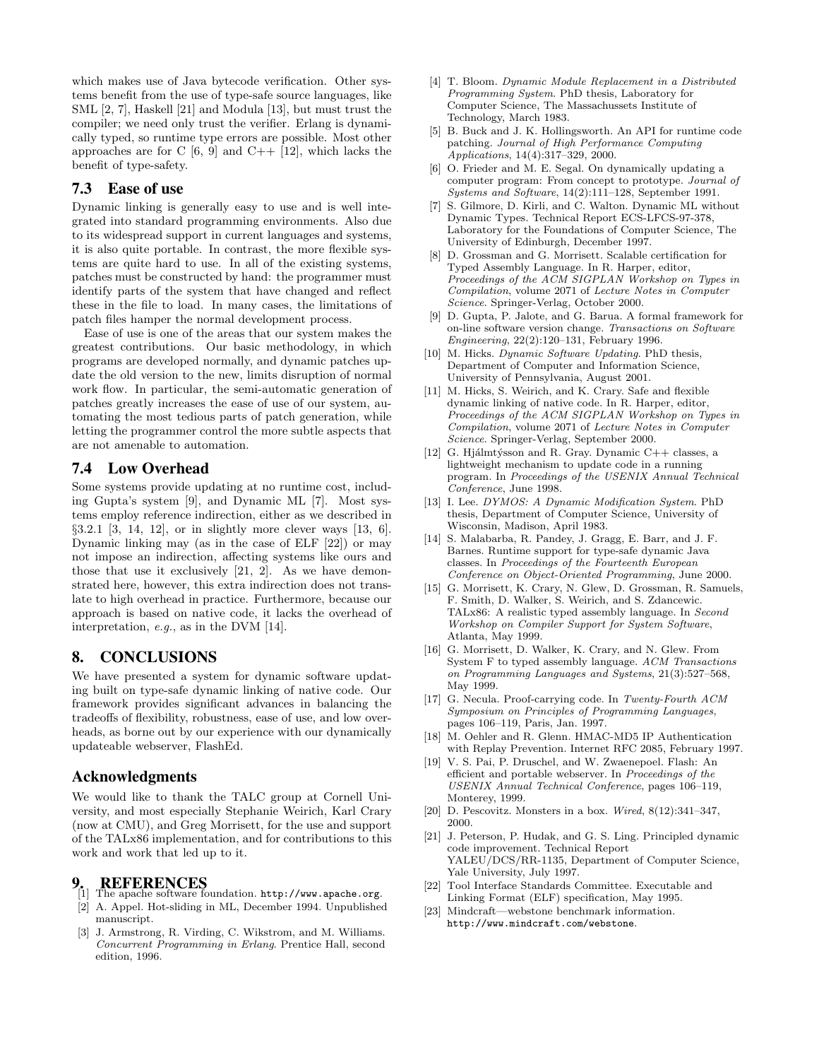which makes use of Java bytecode verification. Other systems benefit from the use of type-safe source languages, like SML [2, 7], Haskell [21] and Modula [13], but must trust the compiler; we need only trust the verifier. Erlang is dynamically typed, so runtime type errors are possible. Most other approaches are for C [6, 9] and C++ [12], which lacks the benefit of type-safety.

## 7.3 Ease of use

Dynamic linking is generally easy to use and is well integrated into standard programming environments. Also due to its widespread support in current languages and systems, it is also quite portable. In contrast, the more flexible systems are quite hard to use. In all of the existing systems, patches must be constructed by hand: the programmer must identify parts of the system that have changed and reflect these in the file to load. In many cases, the limitations of patch files hamper the normal development process.

Ease of use is one of the areas that our system makes the greatest contributions. Our basic methodology, in which programs are developed normally, and dynamic patches update the old version to the new, limits disruption of normal work flow. In particular, the semi-automatic generation of patches greatly increases the ease of use of our system, automating the most tedious parts of patch generation, while letting the programmer control the more subtle aspects that are not amenable to automation.

## 7.4 Low Overhead

Some systems provide updating at no runtime cost, including Gupta's system [9], and Dynamic ML [7]. Most systems employ reference indirection, either as we described in §3.2.1 [3, 14, 12], or in slightly more clever ways [13, 6]. Dynamic linking may (as in the case of ELF [22]) or may not impose an indirection, affecting systems like ours and those that use it exclusively [21, 2]. As we have demonstrated here, however, this extra indirection does not translate to high overhead in practice. Furthermore, because our approach is based on native code, it lacks the overhead of interpretation, *e.g.*, as in the DVM [14].

# 8. CONCLUSIONS

We have presented a system for dynamic software updating built on type-safe dynamic linking of native code. Our framework provides significant advances in balancing the tradeoffs of flexibility, robustness, ease of use, and low overheads, as borne out by our experience with our dynamically updateable webserver, FlashEd.

## Acknowledgments

We would like to thank the TALC group at Cornell University, and most especially Stephanie Weirich, Karl Crary (now at CMU), and Greg Morrisett, for the use and support of the TALx86 implementation, and for contributions to this work and work that led up to it.

# 9. REFERENCES

[1] The apache software foundation. `http://www.apache.org`.

[2] A. Appel. Hot-sliding in ML, December 1994. Unpublished manuscript.

[3] J. Armstrong, R. Virding, C. Wikstrom, and M. Williams. *Concurrent Programming in Erlang*. Prentice Hall, second edition, 1996.

[4] T. Bloom. *Dynamic Module Replacement in a Distributed Programming System*. PhD thesis, Laboratory for Computer Science, The Massachussets Institute of Technology, March 1983.

[5] B. Buck and J. K. Hollingsworth. An API for runtime code patching. *Journal of High Performance Computing Applications*, 14(4):317–329, 2000.

[6] O. Frieder and M. E. Segal. On dynamically updating a computer program: From concept to prototype. *Journal of Systems and Software*, 14(2):111–128, September 1991.

[7] S. Gilmore, D. Kirli, and C. Walton. Dynamic ML without Dynamic Types. Technical Report ECS-LFCS-97-378, Laboratory for the Foundations of Computer Science, The University of Edinburgh, December 1997.

[8] D. Grossman and G. Morrisett. Scalable certification for Typed Assembly Language. In R. Harper, editor, *Proceedings of the ACM SIGPLAN Workshop on Types in Compilation*, volume 2071 of *Lecture Notes in Computer Science*. Springer-Verlag, October 2000.

[9] D. Gupta, P. Jalote, and G. Barua. A formal framework for on-line software version change. *Transactions on Software Engineering*, 22(2):120–131, February 1996.

[10] M. Hicks. *Dynamic Software Updating*. PhD thesis, Department of Computer and Information Science, University of Pennsylvania, August 2001.

[11] M. Hicks, S. Weirich, and K. Crary. Safe and flexible dynamic linking of native code. In R. Harper, editor, *Proceedings of the ACM SIGPLAN Workshop on Types in Compilation*, volume 2071 of *Lecture Notes in Computer Science*. Springer-Verlag, September 2000.

[12] G. Hjálmtýsson and R. Gray. Dynamic C++ classes, a lightweight mechanism to update code in a running program. In *Proceedings of the USENIX Annual Technical Conference*, June 1998.

[13] I. Lee. *DYMOS: A Dynamic Modification System*. PhD thesis, Department of Computer Science, University of Wisconsin, Madison, April 1983.

[14] S. Malabarba, R. Pandey, J. Gragg, E. Barr, and J. F. Barnes. Runtime support for type-safe dynamic Java classes. In *Proceedings of the Fourteenth European Conference on Object-Oriented Programming*, June 2000.

[15] G. Morrisett, K. Crary, N. Glew, D. Grossman, R. Samuels, F. Smith, D. Walker, S. Weirich, and S. Zdancewic. TALx86: A realistic typed assembly language. In *Second Workshop on Compiler Support for System Software*, Atlanta, May 1999.

[16] G. Morrisett, D. Walker, K. Crary, and N. Glew. From System F to typed assembly language. *ACM Transactions on Programming Languages and Systems*, 21(3):527–568, May 1999.

[17] G. Necula. Proof-carrying code. In *Twenty-Fourth ACM Symposium on Principles of Programming Languages*, pages 106–119, Paris, Jan. 1997.

[18] M. Oehler and R. Glenn. HMAC-MD5 IP Authentication with Replay Prevention. Internet RFC 2085, February 1997.

[19] V. S. Pai, P. Druschel, and W. Zwaenepoel. Flash: An efficient and portable webserver. In *Proceedings of the USENIX Annual Technical Conference*, pages 106–119, Monterey, 1999.

[20] D. Pescovitz. Monsters in a box. *Wired*, 8(12):341–347, 2000.

[21] J. Peterson, P. Hudak, and G. S. Ling. Principled dynamic code improvement. Technical Report YALEU/DCS/RR-1135, Department of Computer Science, Yale University, July 1997.

[22] Tool Interface Standards Committee. Executable and Linking Format (ELF) specification, May 1995.

[23] Mindcraft—webstone benchmark information. `http://www.mindcraft.com/webstone`.